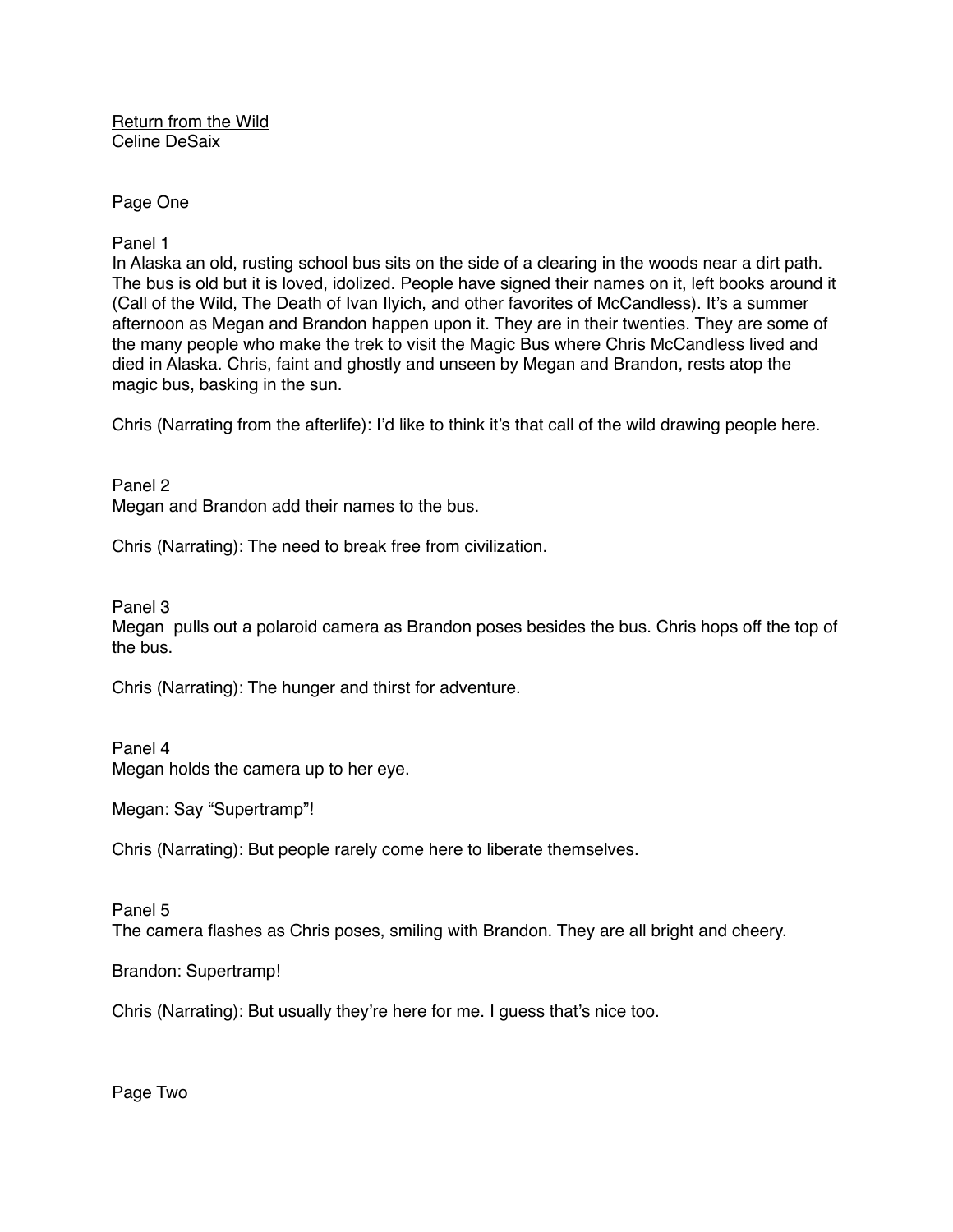Return from the Wild
Celine DeSaix

Page One

Panel 1
In Alaska an old, rusting school bus sits on the side of a clearing in the woods near a dirt path. The bus is old but it is loved, idolized. People have signed their names on it, left books around it (Call of the Wild, The Death of Ivan Ilyich, and other favorites of McCandless). It's a summer afternoon as Megan and Brandon happen upon it. They are in their twenties. They are some of the many people who make the trek to visit the Magic Bus where Chris McCandless lived and died in Alaska. Chris, faint and ghostly and unseen by Megan and Brandon, rests atop the magic bus, basking in the sun.

Chris (Narrating from the afterlife): I'd like to think it's that call of the wild drawing people here.

Panel 2
Megan and Brandon add their names to the bus.

Chris (Narrating): The need to break free from civilization.

Panel 3
Megan pulls out a polaroid camera as Brandon poses besides the bus. Chris hops off the top of the bus.

Chris (Narrating): The hunger and thirst for adventure.

Panel 4
Megan holds the camera up to her eye.

Megan: Say "Supertramp"!

Chris (Narrating): But people rarely come here to liberate themselves.

Panel 5
The camera flashes as Chris poses, smiling with Brandon. They are all bright and cheery.

Brandon: Supertramp!

Chris (Narrating): But usually they're here for me. I guess that's nice too.

Page Two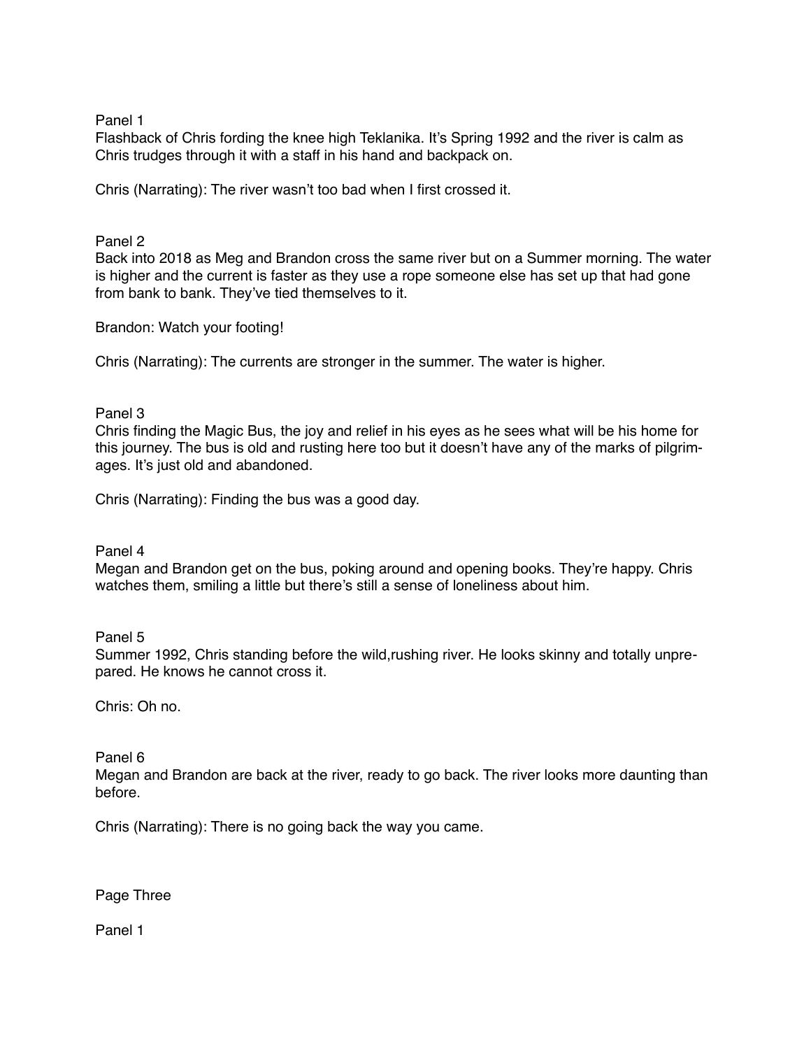Panel 1

Flashback of Chris fording the knee high Teklanika. It's Spring 1992 and the river is calm as Chris trudges through it with a staff in his hand and backpack on.

Chris (Narrating): The river wasn't too bad when I first crossed it.

Panel 2

Back into 2018 as Meg and Brandon cross the same river but on a Summer morning. The water is higher and the current is faster as they use a rope someone else has set up that had gone from bank to bank. They've tied themselves to it.

Brandon: Watch your footing!

Chris (Narrating): The currents are stronger in the summer. The water is higher.

Panel 3

Chris finding the Magic Bus, the joy and relief in his eyes as he sees what will be his home for this journey. The bus is old and rusting here too but it doesn't have any of the marks of pilgrimages. It's just old and abandoned.

Chris (Narrating): Finding the bus was a good day.

Panel 4

Megan and Brandon get on the bus, poking around and opening books. They're happy. Chris watches them, smiling a little but there's still a sense of loneliness about him.

Panel 5

Summer 1992, Chris standing before the wild,rushing river. He looks skinny and totally unprepared. He knows he cannot cross it.

Chris: Oh no.

Panel 6

Megan and Brandon are back at the river, ready to go back. The river looks more daunting than before.

Chris (Narrating): There is no going back the way you came.

Page Three

Panel 1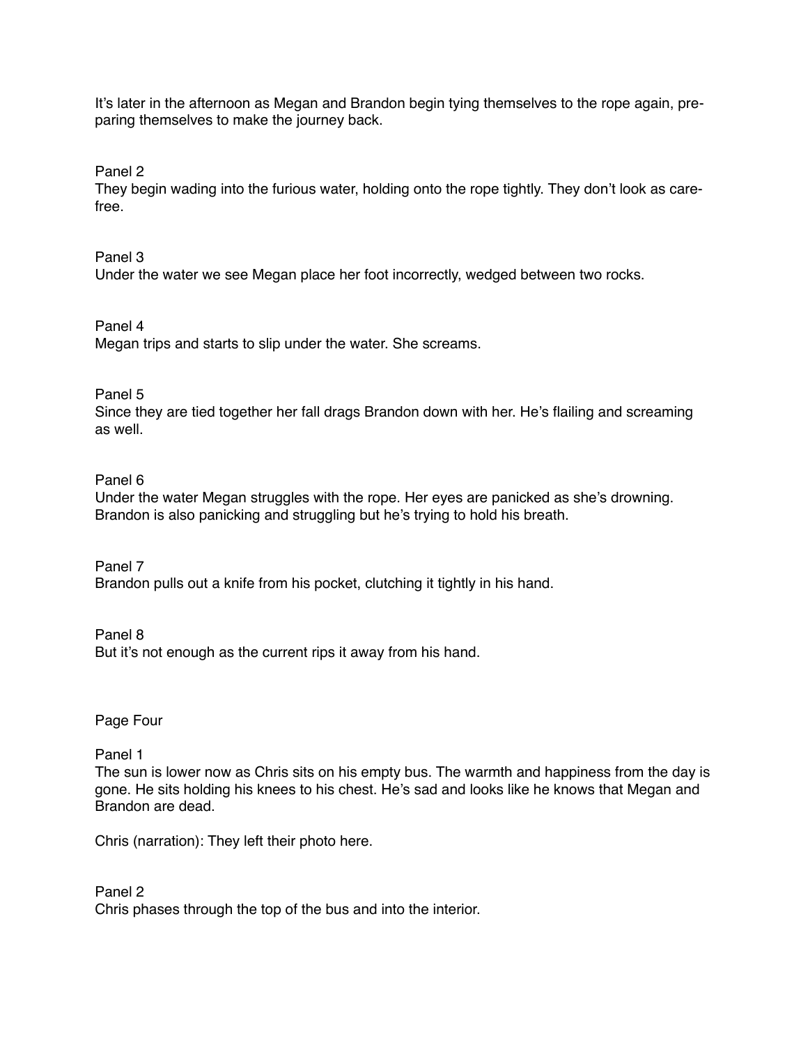It's later in the afternoon as Megan and Brandon begin tying themselves to the rope again, preparing themselves to make the journey back.

Panel 2

They begin wading into the furious water, holding onto the rope tightly. They don't look as carefree.

Panel 3

Under the water we see Megan place her foot incorrectly, wedged between two rocks.

Panel 4

Megan trips and starts to slip under the water. She screams.

Panel 5

Since they are tied together her fall drags Brandon down with her. He's flailing and screaming as well.

Panel 6

Under the water Megan struggles with the rope. Her eyes are panicked as she's drowning. Brandon is also panicking and struggling but he's trying to hold his breath.

Panel 7

Brandon pulls out a knife from his pocket, clutching it tightly in his hand.

Panel 8

But it's not enough as the current rips it away from his hand.

Page Four

Panel 1

The sun is lower now as Chris sits on his empty bus. The warmth and happiness from the day is gone. He sits holding his knees to his chest. He's sad and looks like he knows that Megan and Brandon are dead.

Chris (narration): They left their photo here.

Panel 2

Chris phases through the top of the bus and into the interior.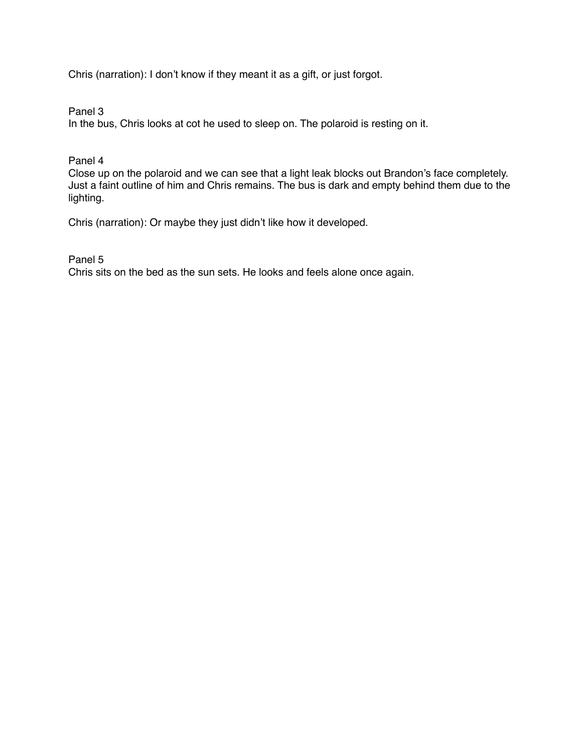Chris (narration): I don't know if they meant it as a gift, or just forgot.

Panel 3

In the bus, Chris looks at cot he used to sleep on. The polaroid is resting on it.

Panel 4

Close up on the polaroid and we can see that a light leak blocks out Brandon's face completely. Just a faint outline of him and Chris remains. The bus is dark and empty behind them due to the lighting.

Chris (narration): Or maybe they just didn't like how it developed.

Panel 5

Chris sits on the bed as the sun sets. He looks and feels alone once again.